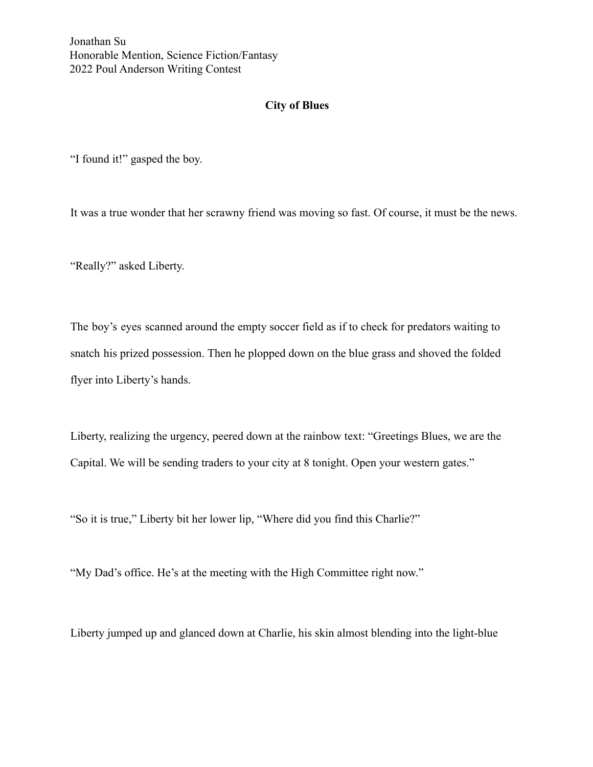Jonathan Su
Honorable Mention, Science Fiction/Fantasy
2022 Poul Anderson Writing Contest

# City of Blues

"I found it!" gasped the boy.

It was a true wonder that her scrawny friend was moving so fast. Of course, it must be the news.

"Really?" asked Liberty.

The boy's eyes scanned around the empty soccer field as if to check for predators waiting to snatch his prized possession. Then he plopped down on the blue grass and shoved the folded flyer into Liberty's hands.

Liberty, realizing the urgency, peered down at the rainbow text: "Greetings Blues, we are the Capital. We will be sending traders to your city at 8 tonight. Open your western gates."

"So it is true," Liberty bit her lower lip, "Where did you find this Charlie?"

"My Dad's office. He's at the meeting with the High Committee right now."

Liberty jumped up and glanced down at Charlie, his skin almost blending into the light-blue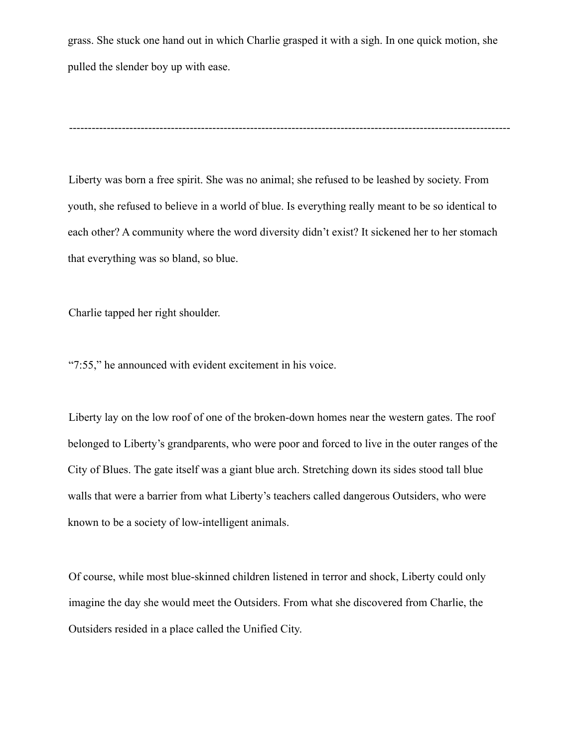grass. She stuck one hand out in which Charlie grasped it with a sigh. In one quick motion, she pulled the slender boy up with ease.

---

Liberty was born a free spirit. She was no animal; she refused to be leashed by society. From youth, she refused to believe in a world of blue. Is everything really meant to be so identical to each other? A community where the word diversity didn't exist? It sickened her to her stomach that everything was so bland, so blue.

Charlie tapped her right shoulder.

"7:55," he announced with evident excitement in his voice.

Liberty lay on the low roof of one of the broken-down homes near the western gates. The roof belonged to Liberty's grandparents, who were poor and forced to live in the outer ranges of the City of Blues. The gate itself was a giant blue arch. Stretching down its sides stood tall blue walls that were a barrier from what Liberty's teachers called dangerous Outsiders, who were known to be a society of low-intelligent animals.

Of course, while most blue-skinned children listened in terror and shock, Liberty could only imagine the day she would meet the Outsiders. From what she discovered from Charlie, the Outsiders resided in a place called the Unified City.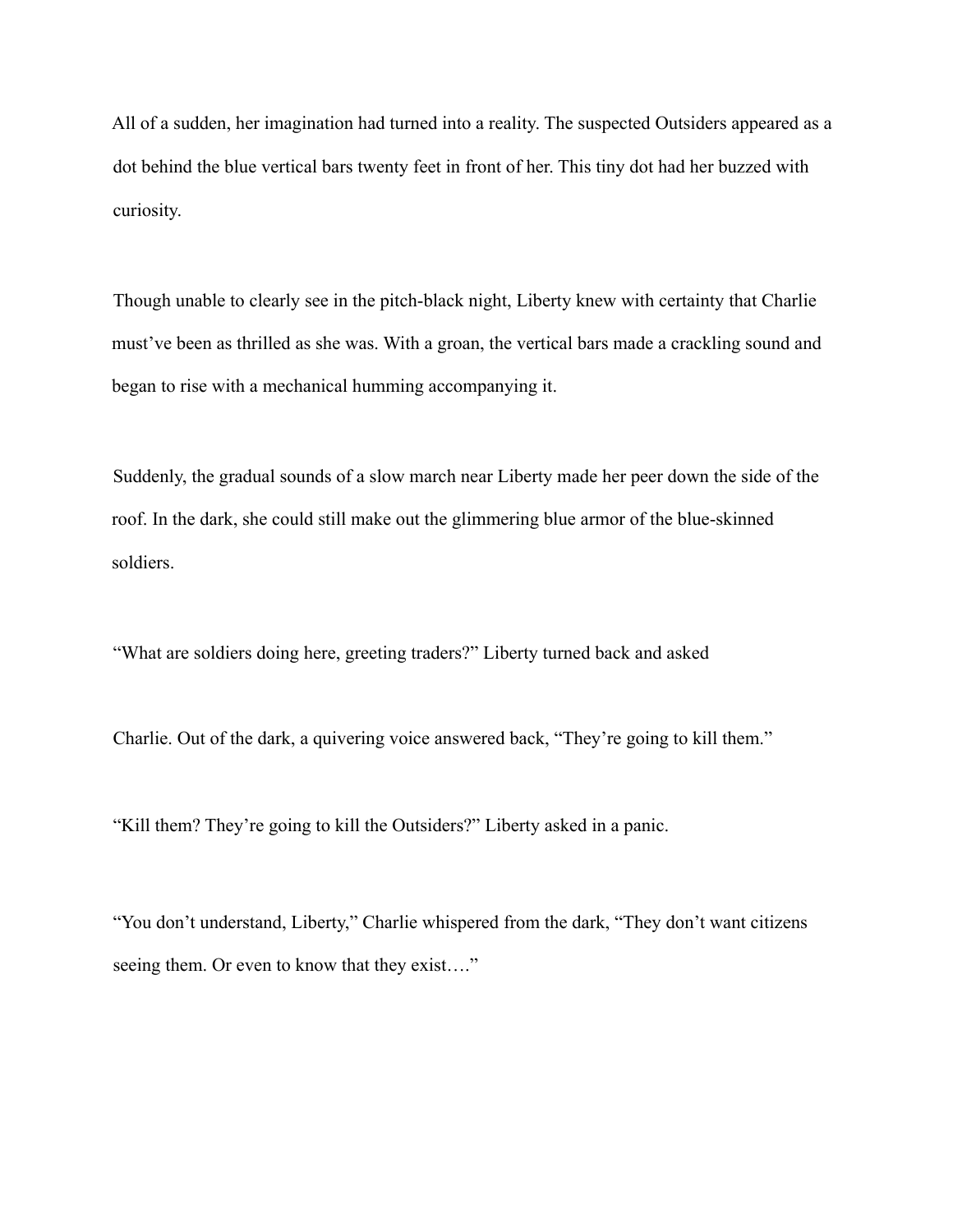All of a sudden, her imagination had turned into a reality. The suspected Outsiders appeared as a dot behind the blue vertical bars twenty feet in front of her. This tiny dot had her buzzed with curiosity.

Though unable to clearly see in the pitch-black night, Liberty knew with certainty that Charlie must've been as thrilled as she was. With a groan, the vertical bars made a crackling sound and began to rise with a mechanical humming accompanying it.

Suddenly, the gradual sounds of a slow march near Liberty made her peer down the side of the roof. In the dark, she could still make out the glimmering blue armor of the blue-skinned soldiers.

"What are soldiers doing here, greeting traders?" Liberty turned back and asked

Charlie. Out of the dark, a quivering voice answered back, "They're going to kill them."

"Kill them? They're going to kill the Outsiders?" Liberty asked in a panic.

"You don't understand, Liberty," Charlie whispered from the dark, "They don't want citizens seeing them. Or even to know that they exist…."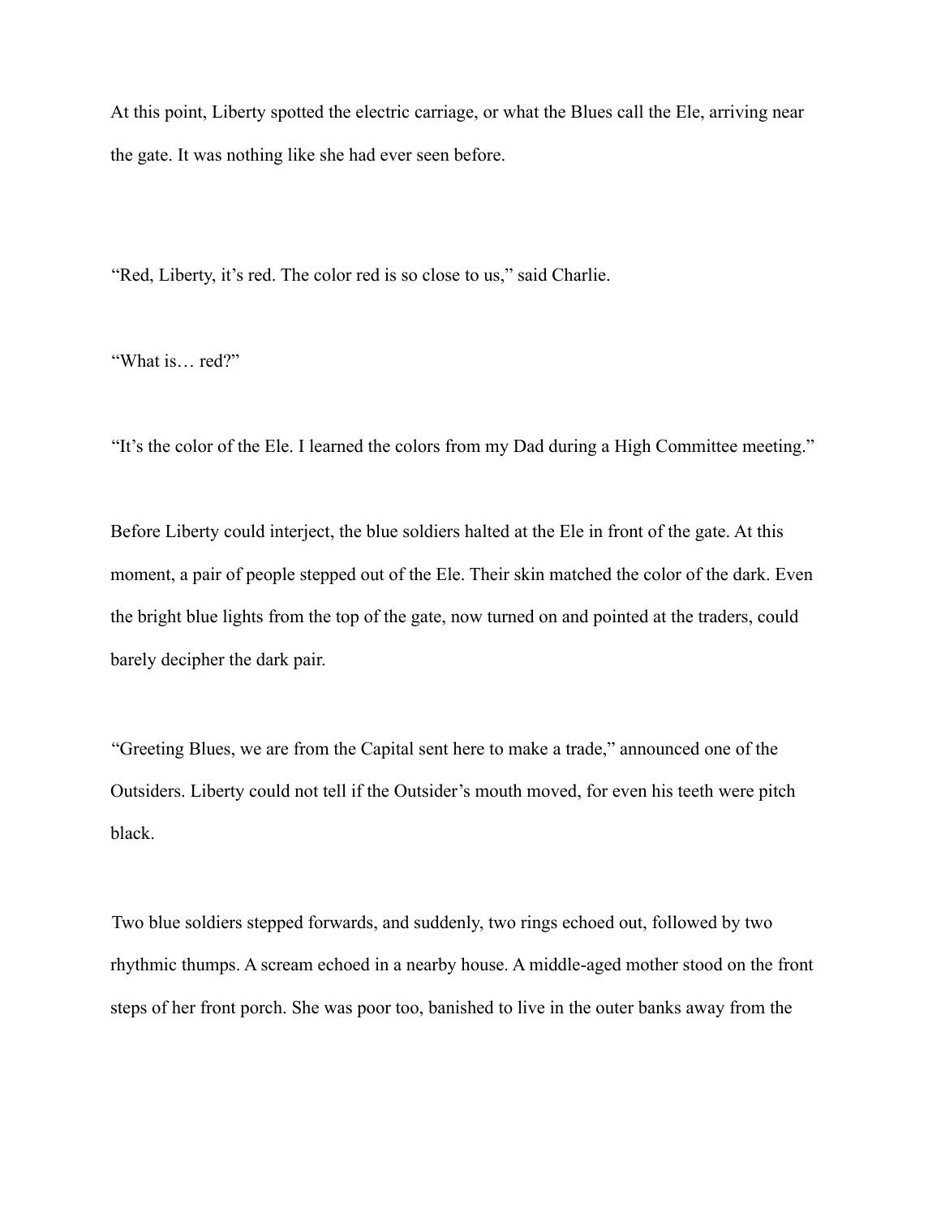At this point, Liberty spotted the electric carriage, or what the Blues call the Ele, arriving near the gate. It was nothing like she had ever seen before.

“Red, Liberty, it’s red. The color red is so close to us,” said Charlie.

“What is… red?”

“It’s the color of the Ele. I learned the colors from my Dad during a High Committee meeting.”

Before Liberty could interject, the blue soldiers halted at the Ele in front of the gate. At this moment, a pair of people stepped out of the Ele. Their skin matched the color of the dark. Even the bright blue lights from the top of the gate, now turned on and pointed at the traders, could barely decipher the dark pair.

“Greeting Blues, we are from the Capital sent here to make a trade,” announced one of the Outsiders. Liberty could not tell if the Outsider’s mouth moved, for even his teeth were pitch black.

Two blue soldiers stepped forwards, and suddenly, two rings echoed out, followed by two rhythmic thumps. A scream echoed in a nearby house. A middle-aged mother stood on the front steps of her front porch. She was poor too, banished to live in the outer banks away from the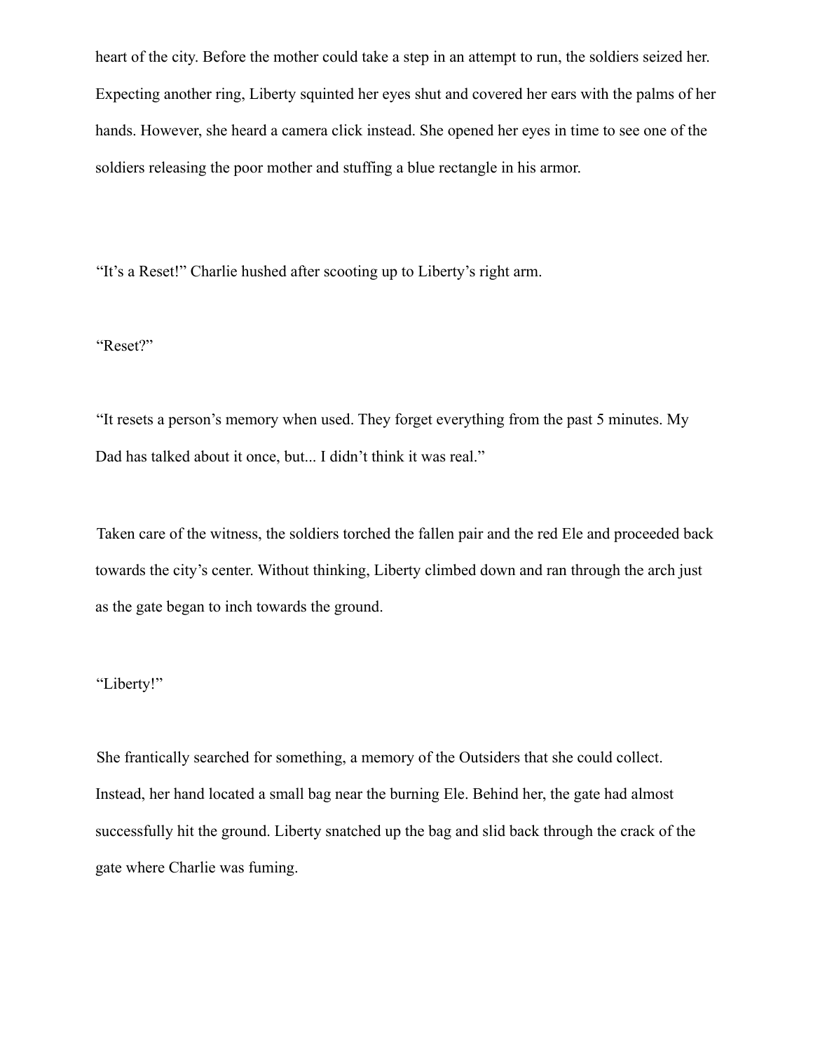heart of the city. Before the mother could take a step in an attempt to run, the soldiers seized her. Expecting another ring, Liberty squinted her eyes shut and covered her ears with the palms of her hands. However, she heard a camera click instead. She opened her eyes in time to see one of the soldiers releasing the poor mother and stuffing a blue rectangle in his armor.

"It's a Reset!" Charlie hushed after scooting up to Liberty's right arm.

"Reset?"

"It resets a person's memory when used. They forget everything from the past 5 minutes. My Dad has talked about it once, but... I didn't think it was real."

Taken care of the witness, the soldiers torched the fallen pair and the red Ele and proceeded back towards the city's center. Without thinking, Liberty climbed down and ran through the arch just as the gate began to inch towards the ground.

"Liberty!"

She frantically searched for something, a memory of the Outsiders that she could collect. Instead, her hand located a small bag near the burning Ele. Behind her, the gate had almost successfully hit the ground. Liberty snatched up the bag and slid back through the crack of the gate where Charlie was fuming.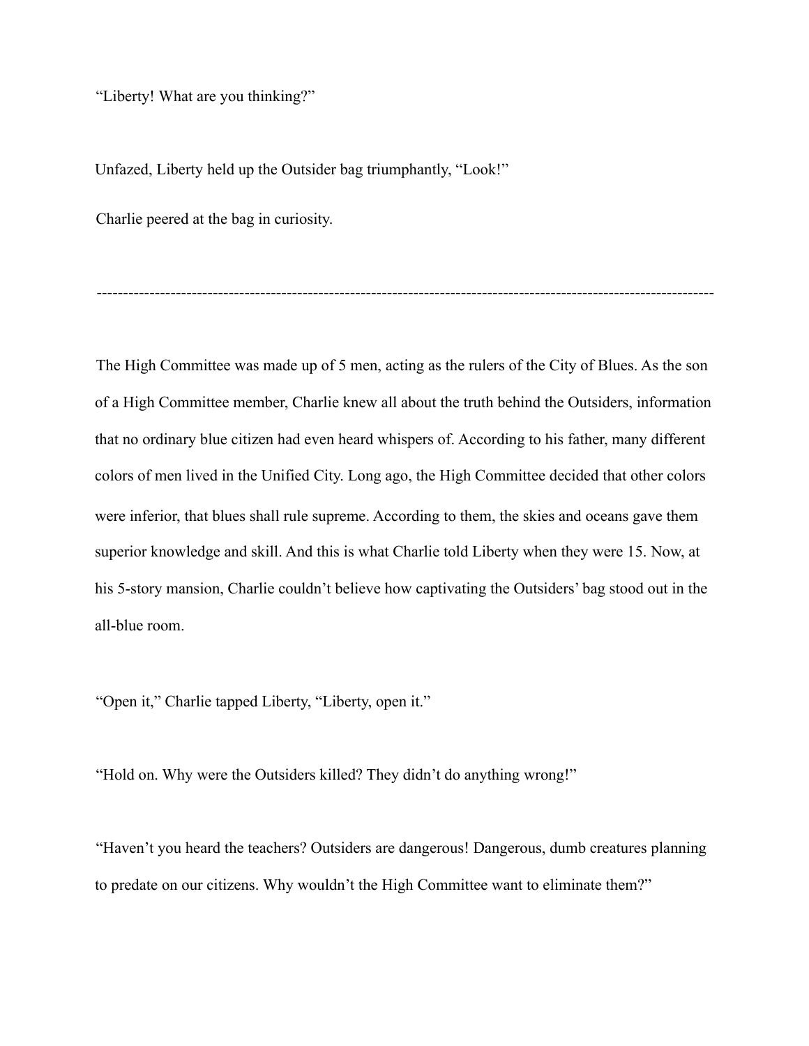"Liberty! What are you thinking?"

Unfazed, Liberty held up the Outsider bag triumphantly, "Look!"

Charlie peered at the bag in curiosity.

---

The High Committee was made up of 5 men, acting as the rulers of the City of Blues. As the son of a High Committee member, Charlie knew all about the truth behind the Outsiders, information that no ordinary blue citizen had even heard whispers of. According to his father, many different colors of men lived in the Unified City. Long ago, the High Committee decided that other colors were inferior, that blues shall rule supreme. According to them, the skies and oceans gave them superior knowledge and skill. And this is what Charlie told Liberty when they were 15. Now, at his 5-story mansion, Charlie couldn't believe how captivating the Outsiders' bag stood out in the all-blue room.

"Open it," Charlie tapped Liberty, "Liberty, open it."

"Hold on. Why were the Outsiders killed? They didn't do anything wrong!"

"Haven't you heard the teachers? Outsiders are dangerous! Dangerous, dumb creatures planning to predate on our citizens. Why wouldn't the High Committee want to eliminate them?"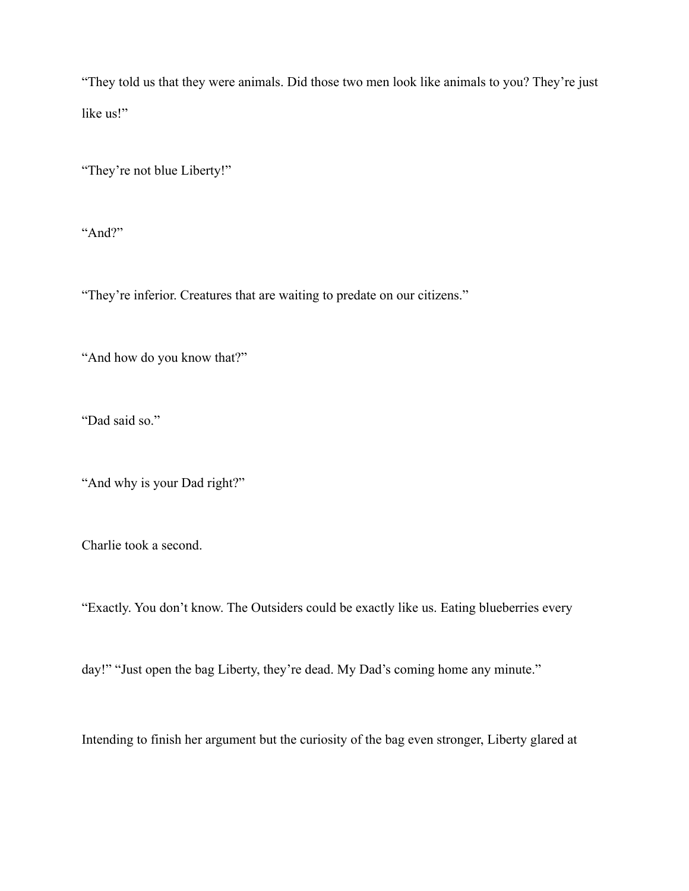"They told us that they were animals. Did those two men look like animals to you? They're just like us!"

"They're not blue Liberty!"

"And?"

"They're inferior. Creatures that are waiting to predate on our citizens."

"And how do you know that?"

"Dad said so."

"And why is your Dad right?"

Charlie took a second.

"Exactly. You don't know. The Outsiders could be exactly like us. Eating blueberries every

day!" "Just open the bag Liberty, they're dead. My Dad's coming home any minute."

Intending to finish her argument but the curiosity of the bag even stronger, Liberty glared at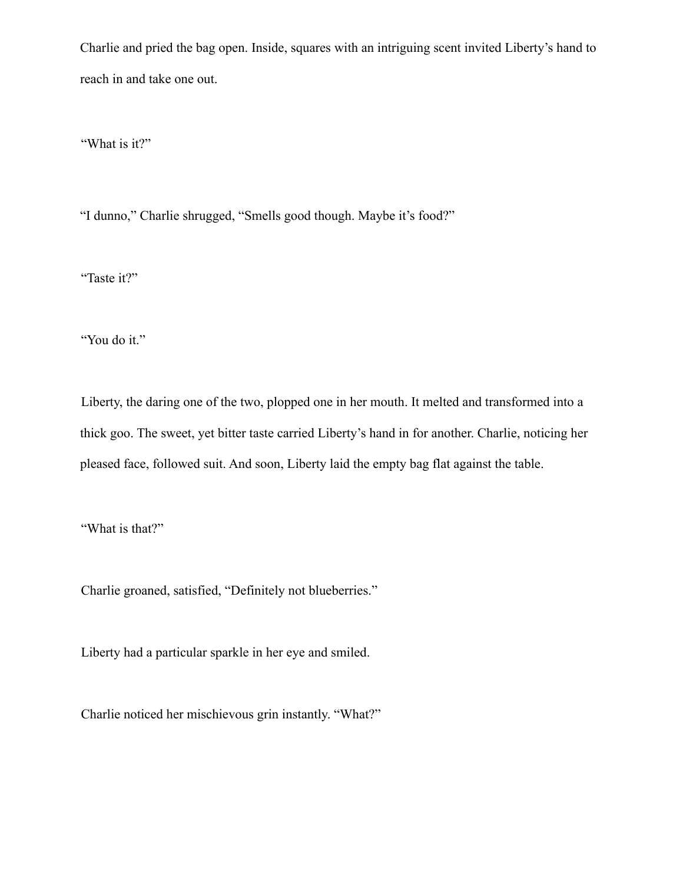Charlie and pried the bag open. Inside, squares with an intriguing scent invited Liberty's hand to reach in and take one out.

"What is it?"

"I dunno," Charlie shrugged, "Smells good though. Maybe it's food?"

"Taste it?"

"You do it."

Liberty, the daring one of the two, plopped one in her mouth. It melted and transformed into a thick goo. The sweet, yet bitter taste carried Liberty's hand in for another. Charlie, noticing her pleased face, followed suit. And soon, Liberty laid the empty bag flat against the table.

"What is that?"

Charlie groaned, satisfied, "Definitely not blueberries."

Liberty had a particular sparkle in her eye and smiled.

Charlie noticed her mischievous grin instantly. "What?"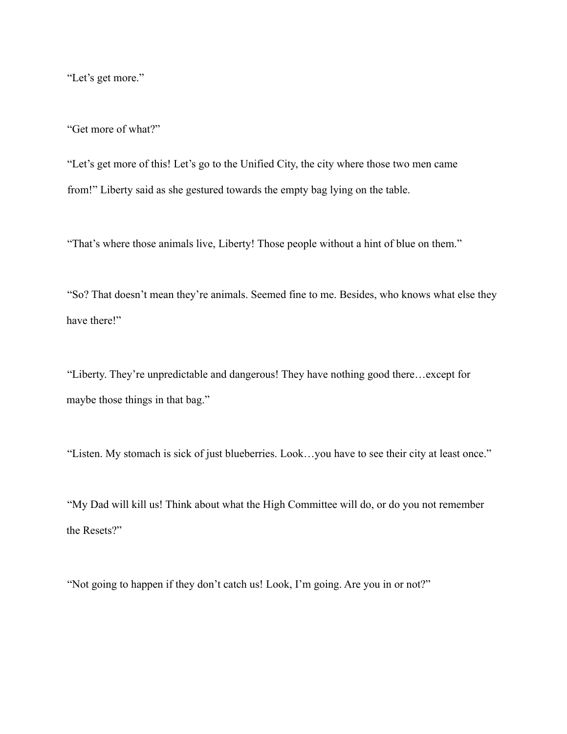“Let’s get more.”

“Get more of what?”

“Let’s get more of this! Let’s go to the Unified City, the city where those two men came from!” Liberty said as she gestured towards the empty bag lying on the table.

“That’s where those animals live, Liberty! Those people without a hint of blue on them.”

“So? That doesn’t mean they’re animals. Seemed fine to me. Besides, who knows what else they have there!”

“Liberty. They’re unpredictable and dangerous! They have nothing good there…except for maybe those things in that bag.”

“Listen. My stomach is sick of just blueberries. Look…you have to see their city at least once.”

“My Dad will kill us! Think about what the High Committee will do, or do you not remember the Resets?”

“Not going to happen if they don’t catch us! Look, I’m going. Are you in or not?”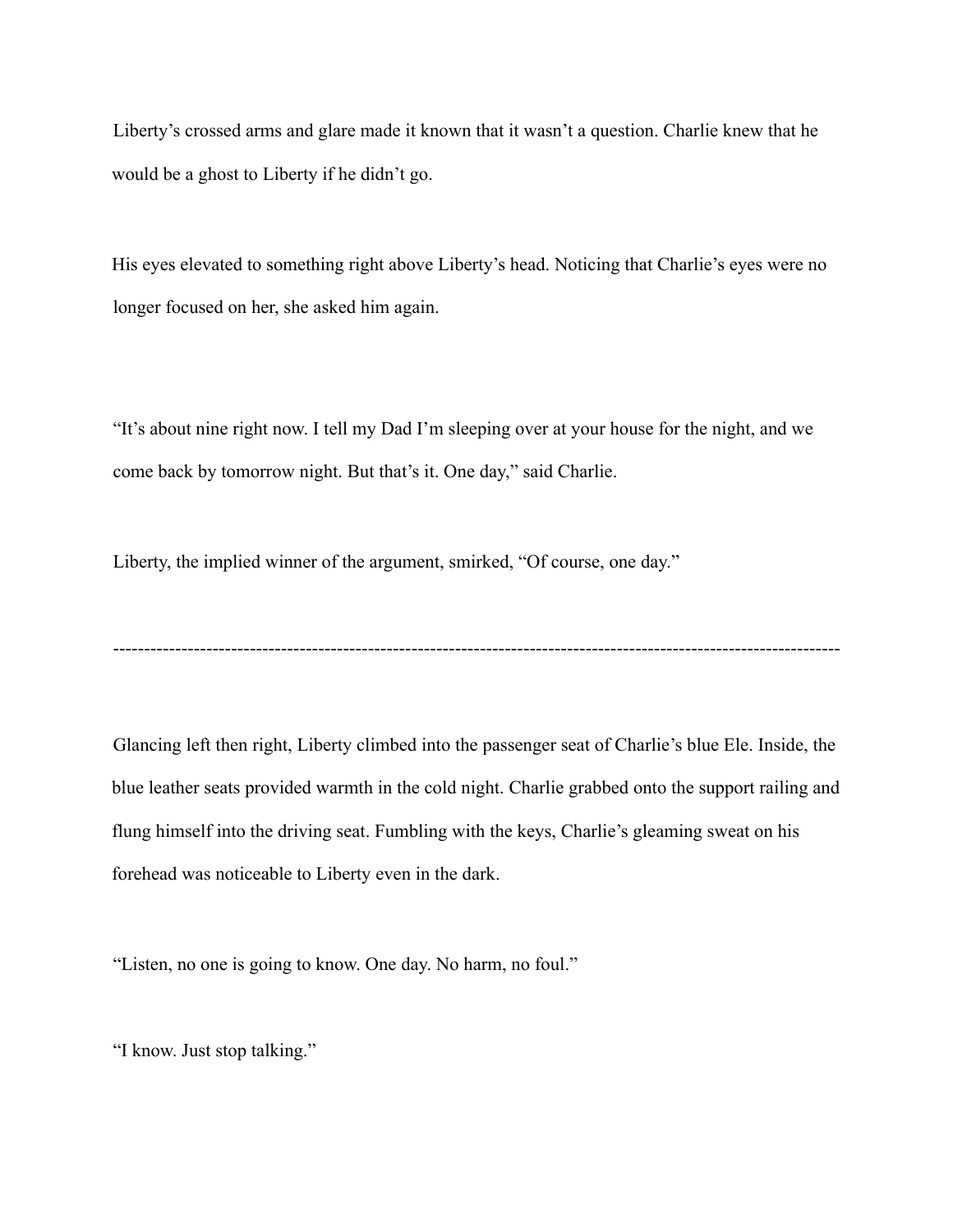Liberty's crossed arms and glare made it known that it wasn't a question. Charlie knew that he would be a ghost to Liberty if he didn't go.

His eyes elevated to something right above Liberty's head. Noticing that Charlie's eyes were no longer focused on her, she asked him again.

"It's about nine right now. I tell my Dad I'm sleeping over at your house for the night, and we come back by tomorrow night. But that's it. One day," said Charlie.

Liberty, the implied winner of the argument, smirked, "Of course, one day."

---

Glancing left then right, Liberty climbed into the passenger seat of Charlie's blue Ele. Inside, the blue leather seats provided warmth in the cold night. Charlie grabbed onto the support railing and flung himself into the driving seat. Fumbling with the keys, Charlie's gleaming sweat on his forehead was noticeable to Liberty even in the dark.

"Listen, no one is going to know. One day. No harm, no foul."

"I know. Just stop talking."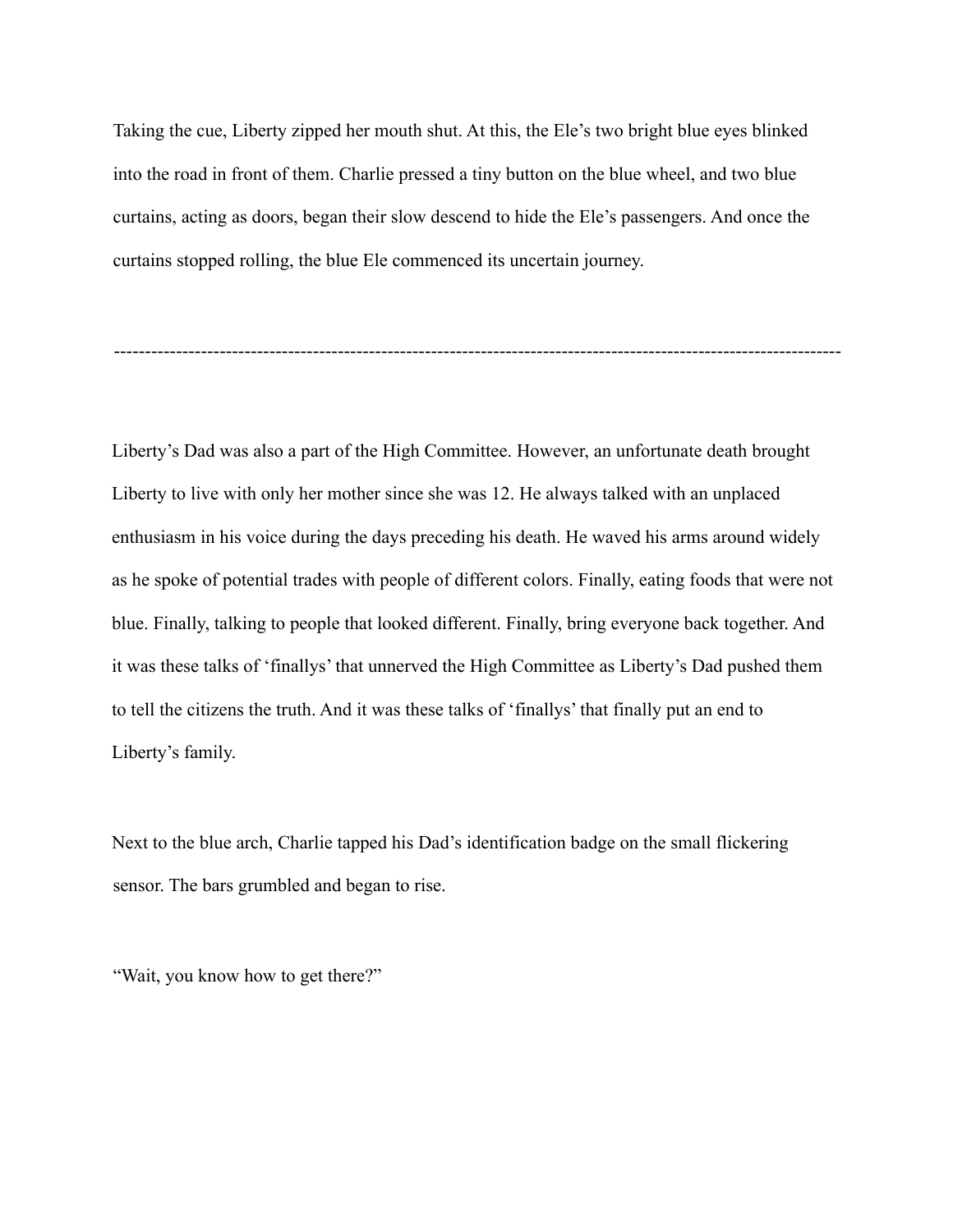Taking the cue, Liberty zipped her mouth shut. At this, the Ele's two bright blue eyes blinked into the road in front of them. Charlie pressed a tiny button on the blue wheel, and two blue curtains, acting as doors, began their slow descend to hide the Ele's passengers. And once the curtains stopped rolling, the blue Ele commenced its uncertain journey.

---

Liberty's Dad was also a part of the High Committee. However, an unfortunate death brought Liberty to live with only her mother since she was 12. He always talked with an unplaced enthusiasm in his voice during the days preceding his death. He waved his arms around widely as he spoke of potential trades with people of different colors. Finally, eating foods that were not blue. Finally, talking to people that looked different. Finally, bring everyone back together. And it was these talks of 'finallys' that unnerved the High Committee as Liberty's Dad pushed them to tell the citizens the truth. And it was these talks of 'finallys' that finally put an end to Liberty's family.

Next to the blue arch, Charlie tapped his Dad's identification badge on the small flickering sensor. The bars grumbled and began to rise.

"Wait, you know how to get there?"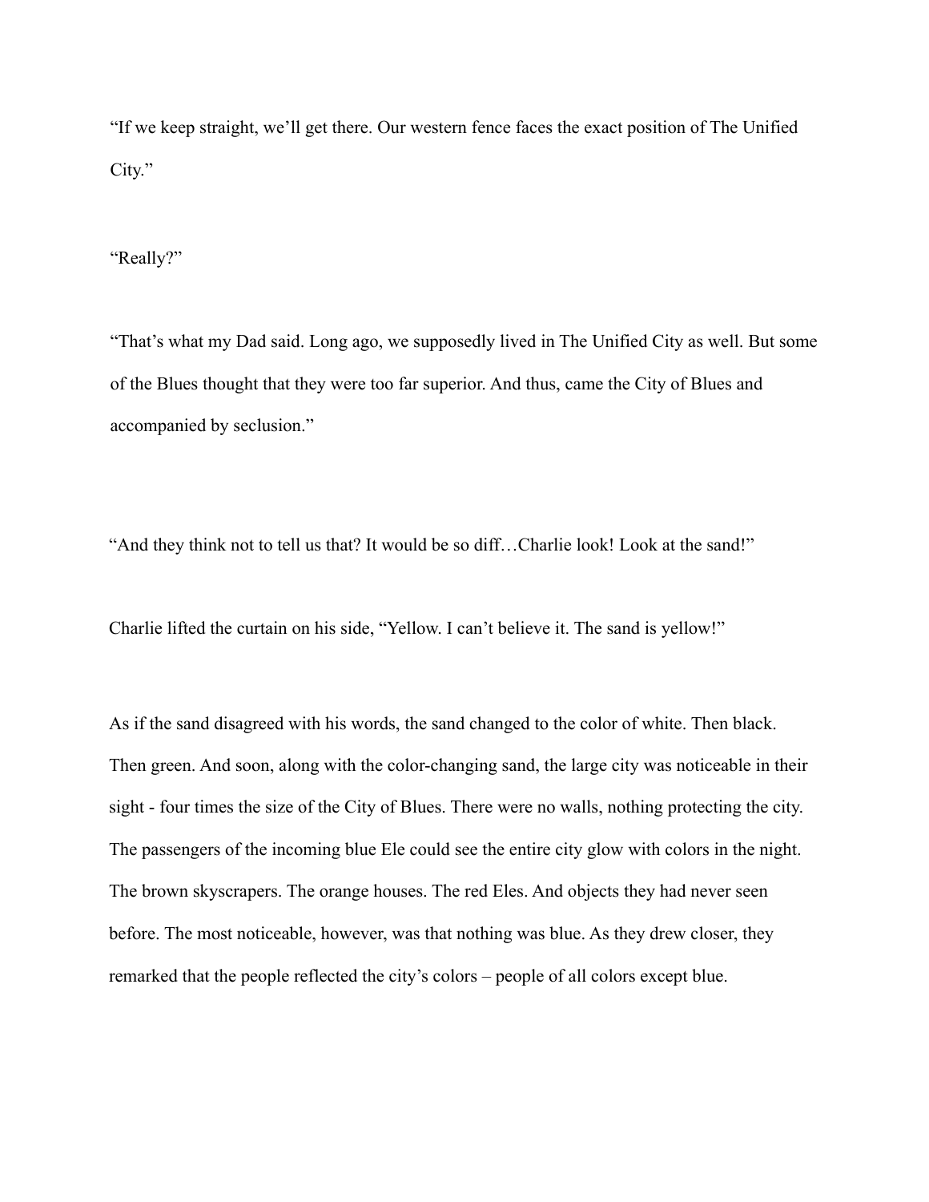"If we keep straight, we'll get there. Our western fence faces the exact position of The Unified City."

"Really?"

"That's what my Dad said. Long ago, we supposedly lived in The Unified City as well. But some of the Blues thought that they were too far superior. And thus, came the City of Blues and accompanied by seclusion."

"And they think not to tell us that? It would be so diff…Charlie look! Look at the sand!"

Charlie lifted the curtain on his side, "Yellow. I can't believe it. The sand is yellow!"

As if the sand disagreed with his words, the sand changed to the color of white. Then black. Then green. And soon, along with the color-changing sand, the large city was noticeable in their sight - four times the size of the City of Blues. There were no walls, nothing protecting the city. The passengers of the incoming blue Ele could see the entire city glow with colors in the night. The brown skyscrapers. The orange houses. The red Eles. And objects they had never seen before. The most noticeable, however, was that nothing was blue. As they drew closer, they remarked that the people reflected the city's colors – people of all colors except blue.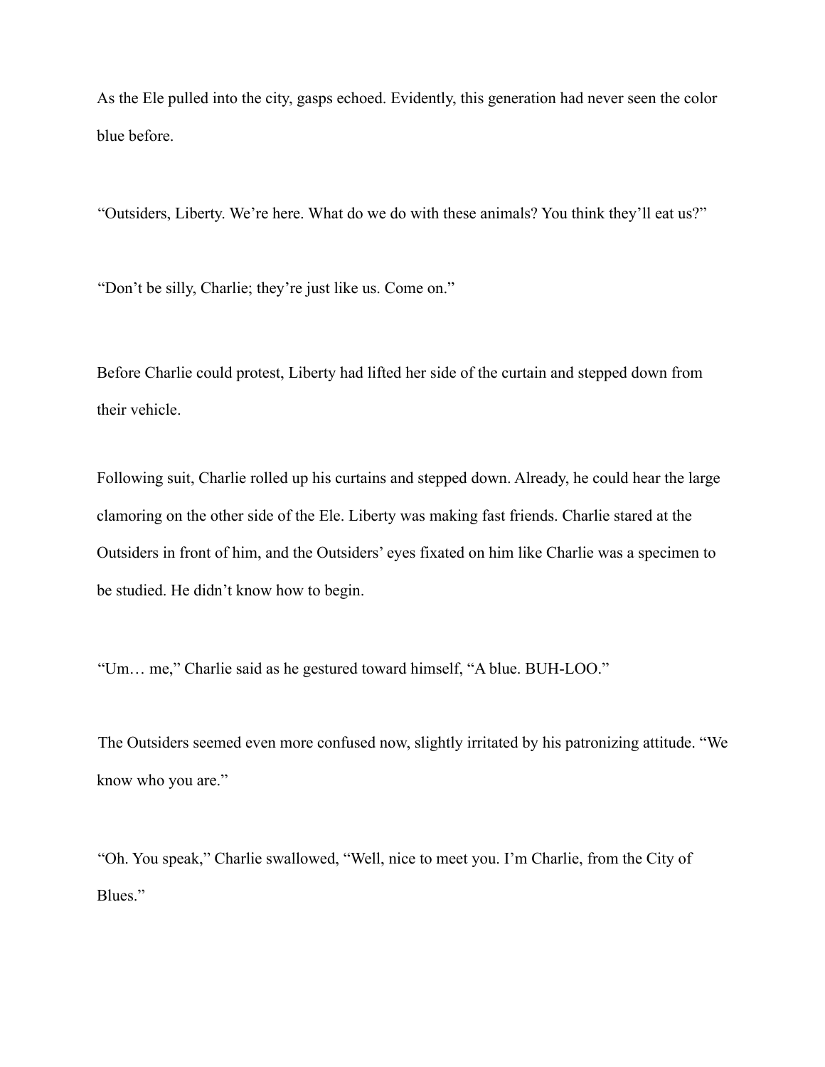As the Ele pulled into the city, gasps echoed. Evidently, this generation had never seen the color blue before.

"Outsiders, Liberty. We're here. What do we do with these animals? You think they'll eat us?"

"Don't be silly, Charlie; they're just like us. Come on."

Before Charlie could protest, Liberty had lifted her side of the curtain and stepped down from their vehicle.

Following suit, Charlie rolled up his curtains and stepped down. Already, he could hear the large clamoring on the other side of the Ele. Liberty was making fast friends. Charlie stared at the Outsiders in front of him, and the Outsiders' eyes fixated on him like Charlie was a specimen to be studied. He didn't know how to begin.

"Um… me," Charlie said as he gestured toward himself, "A blue. BUH-LOO."

The Outsiders seemed even more confused now, slightly irritated by his patronizing attitude. "We know who you are."

"Oh. You speak," Charlie swallowed, "Well, nice to meet you. I'm Charlie, from the City of Blues."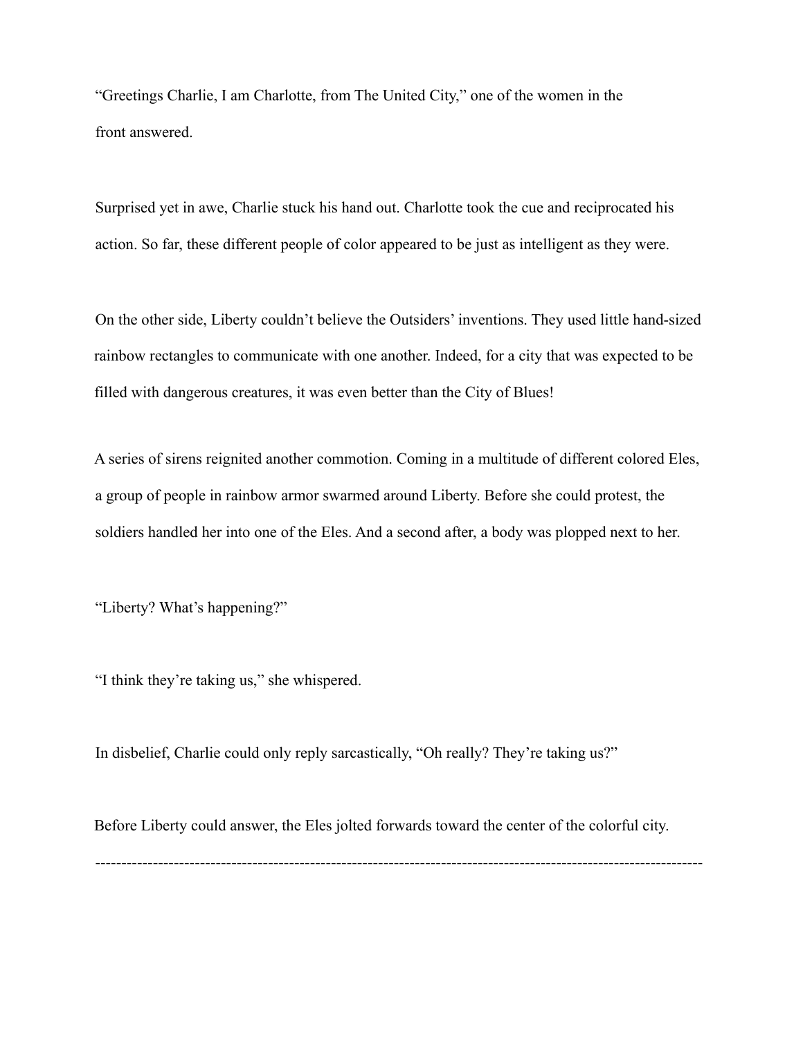"Greetings Charlie, I am Charlotte, from The United City," one of the women in the front answered.

Surprised yet in awe, Charlie stuck his hand out. Charlotte took the cue and reciprocated his action. So far, these different people of color appeared to be just as intelligent as they were.

On the other side, Liberty couldn't believe the Outsiders' inventions. They used little hand-sized rainbow rectangles to communicate with one another. Indeed, for a city that was expected to be filled with dangerous creatures, it was even better than the City of Blues!

A series of sirens reignited another commotion. Coming in a multitude of different colored Eles, a group of people in rainbow armor swarmed around Liberty. Before she could protest, the soldiers handled her into one of the Eles. And a second after, a body was plopped next to her.

"Liberty? What's happening?"

"I think they're taking us," she whispered.

In disbelief, Charlie could only reply sarcastically, "Oh really? They're taking us?"

Before Liberty could answer, the Eles jolted forwards toward the center of the colorful city.

---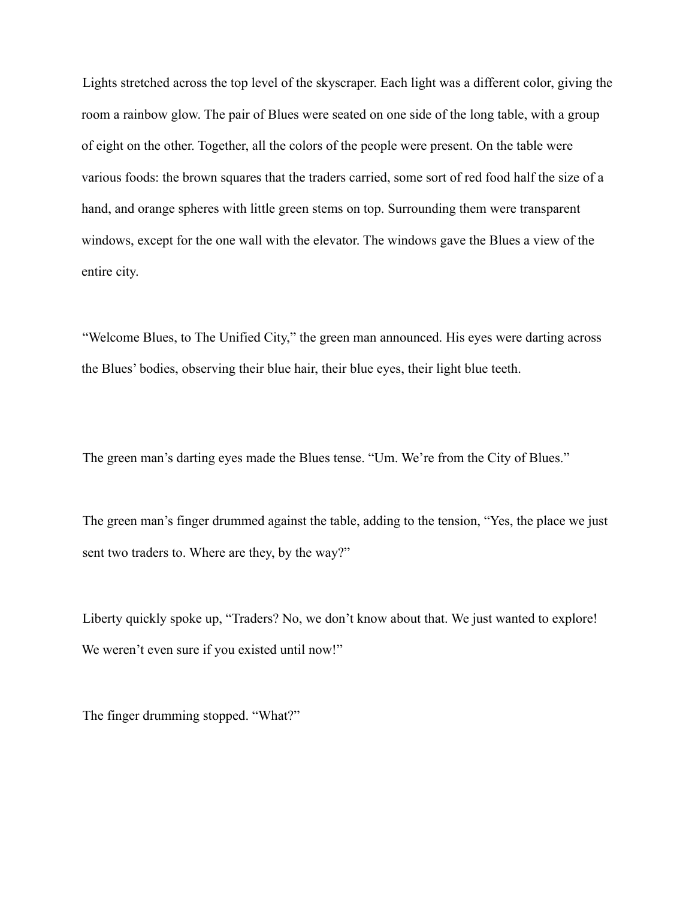Lights stretched across the top level of the skyscraper. Each light was a different color, giving the room a rainbow glow. The pair of Blues were seated on one side of the long table, with a group of eight on the other. Together, all the colors of the people were present. On the table were various foods: the brown squares that the traders carried, some sort of red food half the size of a hand, and orange spheres with little green stems on top. Surrounding them were transparent windows, except for the one wall with the elevator. The windows gave the Blues a view of the entire city.

"Welcome Blues, to The Unified City," the green man announced. His eyes were darting across the Blues' bodies, observing their blue hair, their blue eyes, their light blue teeth.

The green man's darting eyes made the Blues tense. "Um. We're from the City of Blues."

The green man's finger drummed against the table, adding to the tension, "Yes, the place we just sent two traders to. Where are they, by the way?"

Liberty quickly spoke up, "Traders? No, we don't know about that. We just wanted to explore! We weren't even sure if you existed until now!"

The finger drumming stopped. "What?"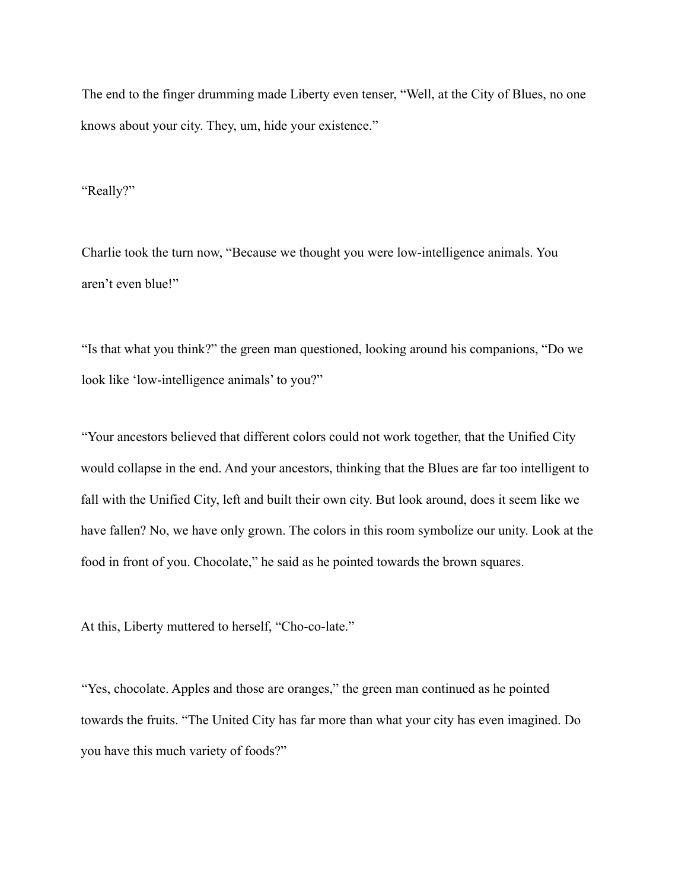The end to the finger drumming made Liberty even tenser, “Well, at the City of Blues, no one knows about your city. They, um, hide your existence.”

“Really?”

Charlie took the turn now, “Because we thought you were low-intelligence animals. You aren’t even blue!”

“Is that what you think?” the green man questioned, looking around his companions, “Do we look like ‘low-intelligence animals’ to you?”

“Your ancestors believed that different colors could not work together, that the Unified City would collapse in the end. And your ancestors, thinking that the Blues are far too intelligent to fall with the Unified City, left and built their own city. But look around, does it seem like we have fallen? No, we have only grown. The colors in this room symbolize our unity. Look at the food in front of you. Chocolate,” he said as he pointed towards the brown squares.

At this, Liberty muttered to herself, “Cho-co-late.”

“Yes, chocolate. Apples and those are oranges,” the green man continued as he pointed towards the fruits. “The United City has far more than what your city has even imagined. Do you have this much variety of foods?”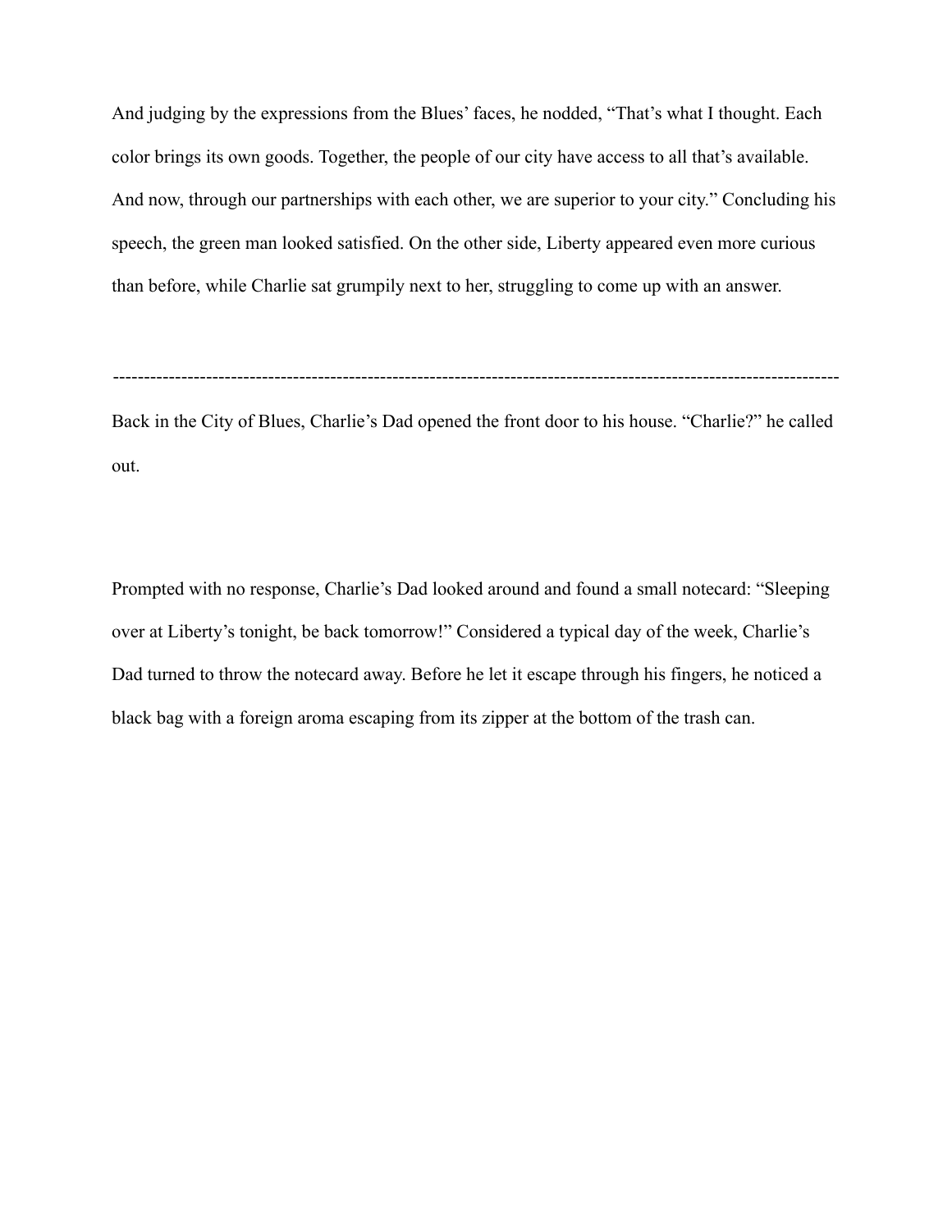And judging by the expressions from the Blues' faces, he nodded, "That's what I thought. Each color brings its own goods. Together, the people of our city have access to all that's available. And now, through our partnerships with each other, we are superior to your city." Concluding his speech, the green man looked satisfied. On the other side, Liberty appeared even more curious than before, while Charlie sat grumpily next to her, struggling to come up with an answer.

---

Back in the City of Blues, Charlie's Dad opened the front door to his house. "Charlie?" he called out.

Prompted with no response, Charlie's Dad looked around and found a small notecard: "Sleeping over at Liberty's tonight, be back tomorrow!" Considered a typical day of the week, Charlie's Dad turned to throw the notecard away. Before he let it escape through his fingers, he noticed a black bag with a foreign aroma escaping from its zipper at the bottom of the trash can.